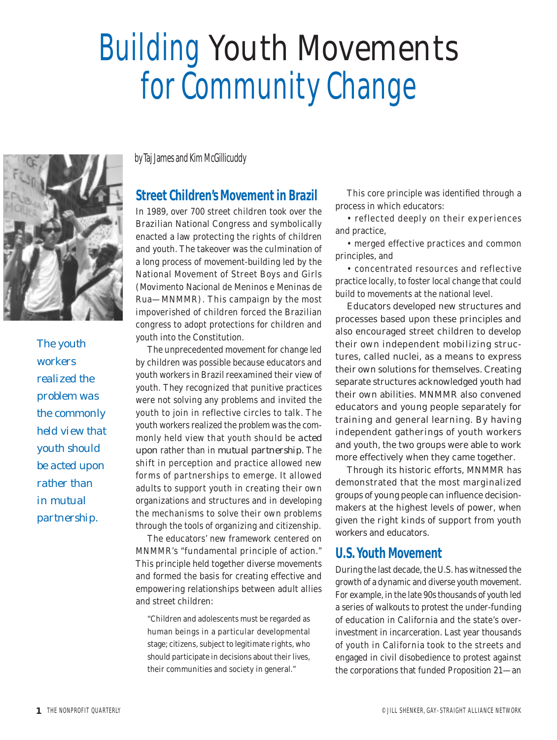# Building Youth Movements for Community Change

by Taj James and Kim McGillicuddy

*The youth workers realized the problem was the commonly held view that youth should be acted upon rather than in mutual partnership.*

## Street Children's Movement in Brazil

In 1989, over 700 street children took over the Brazilian National Congress and symbolically enacted a law protecting the rights of children and youth. The takeover was the culmination of a long process of movement-building led by the National Movement of Street Boys and Girls (Movimento Nacional de Meninos e Meninas de Rua—MNMMR). This campaign by the most impoverished of children forced the Brazilian congress to adopt protections for children and youth into the Constitution.

The unprecedented movement for change led by children was possible because educators and youth workers in Brazil reexamined their view of youth. They recognized that punitive practices were not solving any problems and invited the youth to join in reflective circles to talk. The youth workers realized the problem was the commonly held view that youth should be *acted upon* rather than in *mutual partnership*. The shift in perception and practice allowed new forms of partnerships to emerge. It allowed adults to support youth in creating their own organizations and structures and in developing the mechanisms to solve their own problems through the tools of organizing and citizenship.

The educators' new framework centered on MNMMR's "fundamental principle of action." This principle held together diverse movements and formed the basis for creating effective and empowering relationships between adult allies and street children:

> "Children and adolescents must be regarded as human beings in a particular developmental stage; citizens, subject to legitimate rights, who should participate in decisions about their lives, their communities and society in general."

This core principle was identified through a process in which educators:

- reflected deeply on their experiences and practice,
- merged effective practices and common principles, and
- concentrated resources and reflective practice locally, to foster local change that could build to movements at the national level.

Educators developed new structures and processes based upon these principles and also encouraged street children to develop their own independent mobilizing structures, called nuclei, as a means to express their own solutions for themselves. Creating separate structures acknowledged youth had their own abilities. MNMMR also convened educators and young people separately for training and general learning. By having independent gatherings of youth workers and youth, the two groups were able to work more effectively when they came together.

Through its historic efforts, MNMMR has demonstrated that the most marginalized groups of young people can influence decision-makers at the highest levels of power, when given the right kinds of support from youth workers and educators.

## U.S. Youth Movement

During the last decade, the U.S. has witnessed the growth of a dynamic and diverse youth movement. For example, in the late 90s thousands of youth led a series of walkouts to protest the under-funding of education in California and the state's over-investment in incarceration. Last year thousands of youth in California took to the streets and engaged in civil disobedience to protest against the corporations that funded Proposition 21—an

© JILL SHENKER, GAY-STRAIGHT ALLIANCE NETWORK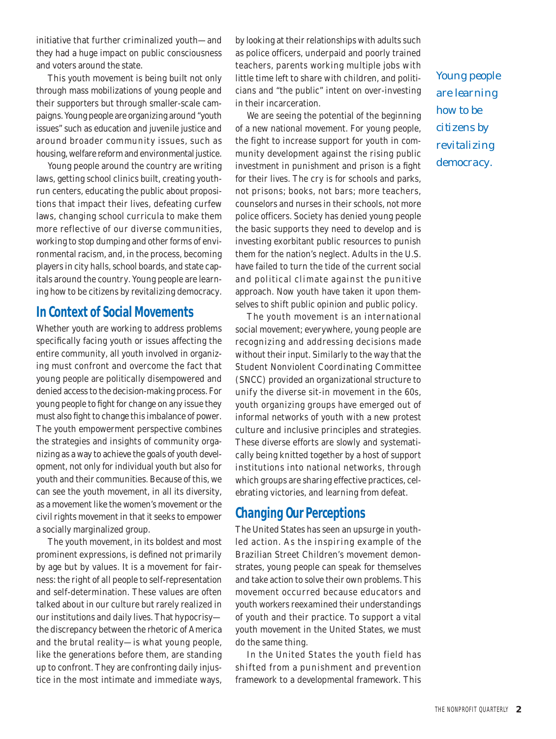initiative that further criminalized youth—and they had a huge impact on public consciousness and voters around the state.

This youth movement is being built not only through mass mobilizations of young people and their supporters but through smaller-scale campaigns. Young people are organizing around "youth issues" such as education and juvenile justice and around broader community issues, such as housing, welfare reform and environmental justice.

Young people around the country are writing laws, getting school clinics built, creating youth-run centers, educating the public about propositions that impact their lives, defeating curfew laws, changing school curricula to make them more reflective of our diverse communities, working to stop dumping and other forms of environmental racism, and, in the process, becoming players in city halls, school boards, and state capitals around the country. Young people are learning how to be citizens by revitalizing democracy.

## In Context of Social Movements

Whether youth are working to address problems specifically facing youth or issues affecting the entire community, all youth involved in organizing must confront and overcome the fact that young people are politically disempowered and denied access to the decision-making process. For young people to fight for change on any issue they must also fight to change this imbalance of power. The youth empowerment perspective combines the strategies and insights of community organizing as a way to achieve the goals of youth development, not only for individual youth but also for youth and their communities. Because of this, we can see the youth movement, in all its diversity, as a movement like the women's movement or the civil rights movement in that it seeks to empower a socially marginalized group.

The youth movement, in its boldest and most prominent expressions, is defined not primarily by age but by values. It is a movement for fairness: the right of all people to self-representation and self-determination. These values are often talked about in our culture but rarely realized in our institutions and daily lives. That hypocrisy—the discrepancy between the rhetoric of America and the brutal reality—is what young people, like the generations before them, are standing up to confront. They are confronting daily injustice in the most intimate and immediate ways, by looking at their relationships with adults such as police officers, underpaid and poorly trained teachers, parents working multiple jobs with little time left to share with children, and politicians and "the public" intent on over-investing in their incarceration.

We are seeing the potential of the beginning of a new national movement. For young people, the fight to increase support for youth in community development against the rising public investment in punishment and prison is a fight for their lives. The cry is for schools and parks, not prisons; books, not bars; more teachers, counselors and nurses in their schools, not more police officers. Society has denied young people the basic supports they need to develop and is investing exorbitant public resources to punish them for the nation's neglect. Adults in the U.S. have failed to turn the tide of the current social and political climate against the punitive approach. Now youth have taken it upon themselves to shift public opinion and public policy.

*Young people are learning how to be citizens by revitalizing democracy.*

The youth movement is an international social movement; everywhere, young people are recognizing and addressing decisions made without their input. Similarly to the way that the Student Nonviolent Coordinating Committee (SNCC) provided an organizational structure to unify the diverse sit-in movement in the 60s, youth organizing groups have emerged out of informal networks of youth with a new protest culture and inclusive principles and strategies. These diverse efforts are slowly and systematically being knitted together by a host of support institutions into national networks, through which groups are sharing effective practices, celebrating victories, and learning from defeat.

## Changing Our Perceptions

The United States has seen an upsurge in youth-led action. As the inspiring example of the Brazilian Street Children's movement demonstrates, young people can speak for themselves and take action to solve their own problems. This movement occurred because educators and youth workers reexamined their understandings of youth and their practice. To support a vital youth movement in the United States, we must do the same thing.

In the United States the youth field has shifted from a punishment and prevention framework to a developmental framework. This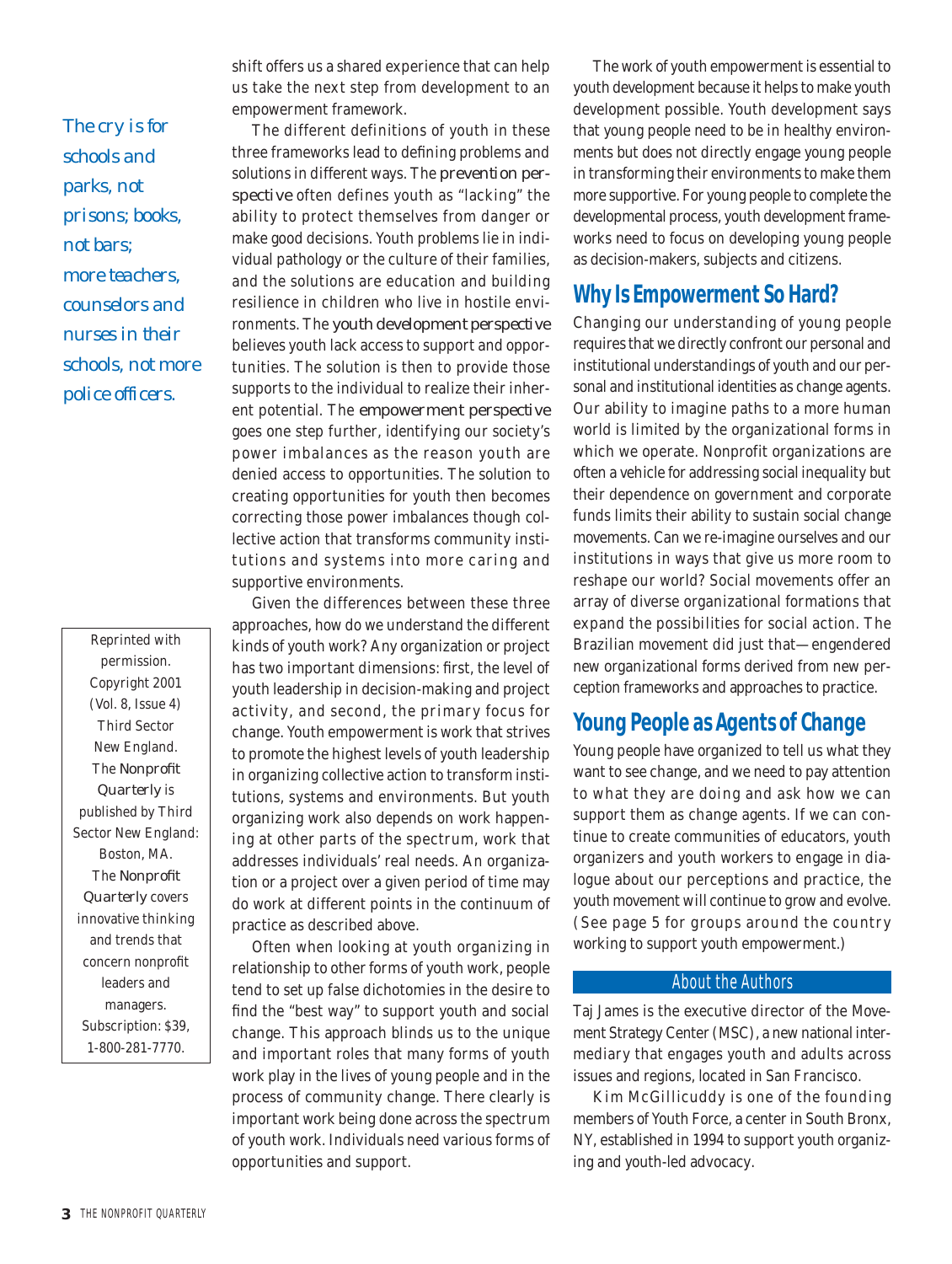*The cry is for schools and parks, not prisons; books, not bars; more teachers, counselors and nurses in their schools, not more police officers.*

shift offers us a shared experience that can help us take the next step from development to an empowerment framework.

The different definitions of youth in these three frameworks lead to defining problems and solutions in different ways. The *prevention perspective* often defines youth as "lacking" the ability to protect themselves from danger or make good decisions. Youth problems lie in individual pathology or the culture of their families, and the solutions are education and building resilience in children who live in hostile environments. The *youth development perspective* believes youth lack access to support and opportunities. The solution is then to provide those supports to the individual to realize their inherent potential. The *empowerment perspective* goes one step further, identifying our society's power imbalances as the reason youth are denied access to opportunities. The solution to creating opportunities for youth then becomes correcting those power imbalances though collective action that transforms community institutions and systems into more caring and supportive environments.

Given the differences between these three approaches, how do we understand the different kinds of youth work? Any organization or project has two important dimensions: first, the level of youth leadership in decision-making and project activity, and second, the primary focus for change. Youth empowerment is work that strives to promote the highest levels of youth leadership in organizing collective action to transform institutions, systems and environments. But youth organizing work also depends on work happening at other parts of the spectrum, work that addresses individuals' real needs. An organization or a project over a given period of time may do work at different points in the continuum of practice as described above.

Often when looking at youth organizing in relationship to other forms of youth work, people tend to set up false dichotomies in the desire to find the "best way" to support youth and social change. This approach blinds us to the unique and important roles that many forms of youth work play in the lives of young people and in the process of community change. There clearly is important work being done across the spectrum of youth work. Individuals need various forms of opportunities and support.

The work of youth empowerment is essential to youth development because it helps to make youth development possible. Youth development says that young people need to be in healthy environments but does not directly engage young people in transforming their environments to make them more supportive. For young people to complete the developmental process, youth development frameworks need to focus on developing young people as decision-makers, subjects and citizens.

## Why Is Empowerment So Hard?

Changing our understanding of young people requires that we directly confront our personal and institutional understandings of youth and our personal and institutional identities as change agents. Our ability to imagine paths to a more human world is limited by the organizational forms in which we operate. Nonprofit organizations are often a vehicle for addressing social inequality but their dependence on government and corporate funds limits their ability to sustain social change movements. Can we re-imagine ourselves and our institutions in ways that give us more room to reshape our world? Social movements offer an array of diverse organizational formations that expand the possibilities for social action. The Brazilian movement did just that—engendered new organizational forms derived from new perception frameworks and approaches to practice.

## Young People as Agents of Change

Young people have organized to tell us what they want to see change, and we need to pay attention to what they are doing and ask how we can support them as change agents. If we can continue to create communities of educators, youth organizers and youth workers to engage in dialogue about our perceptions and practice, the youth movement will continue to grow and evolve. (See page 5 for groups around the country working to support youth empowerment.)

### About the Authors

Taj James is the executive director of the Movement Strategy Center (MSC), a new national intermediary that engages youth and adults across issues and regions, located in San Francisco.

Kim McGillicuddy is one of the founding members of Youth Force, a center in South Bronx, NY, established in 1994 to support youth organizing and youth-led advocacy.

Reprinted with permission. Copyright 2001 (Vol. 8, Issue 4) Third Sector New England. The *Nonprofit Quarterly* is published by Third Sector New England: Boston, MA. The *Nonprofit Quarterly* covers innovative thinking and trends that concern nonprofit leaders and managers. Subscription: $39, 1-800-281-7770.